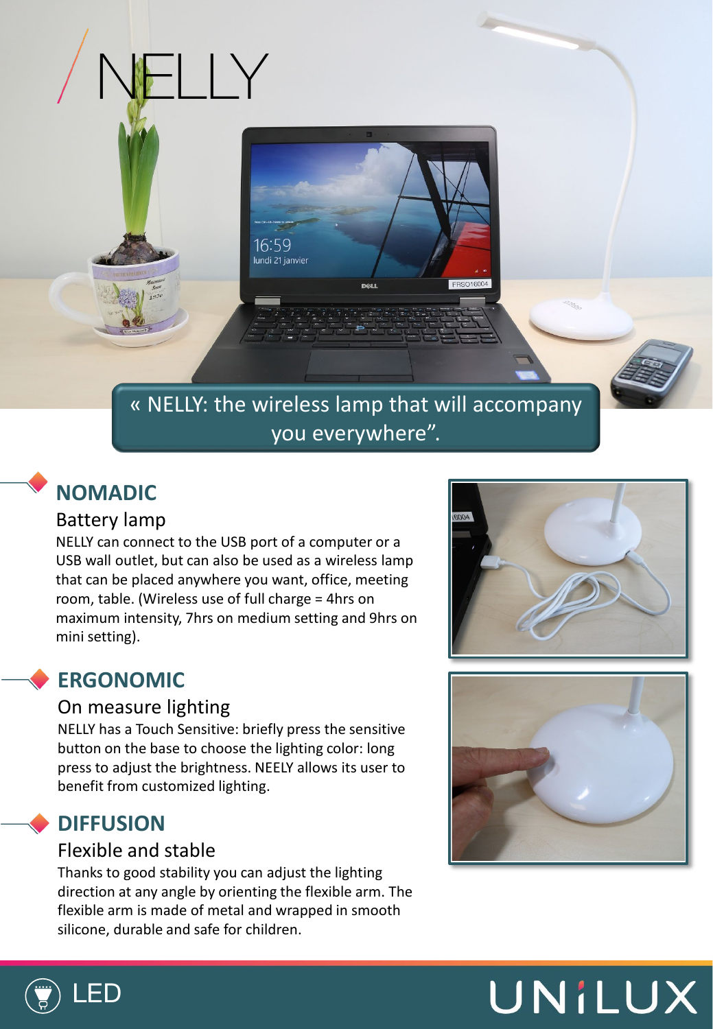# NELLY

« NELLY: the wireless lamp that will accompany you everywhere".

## NOMADIC

### Battery lamp

NELLY can connect to the USB port of a computer or a USB wall outlet, but can also be used as a wireless lamp that can be placed anywhere you want, office, meeting room, table. (Wireless use of full charge = 4hrs on maximum intensity, 7hrs on medium setting and 9hrs on mini setting).

## ERGONOMIC

### On measure lighting

NELLY has a Touch Sensitive: briefly press the sensitive button on the base to choose the lighting color: long press to adjust the brightness. NEELY allows its user to benefit from customized lighting.

## DIFFUSION

### Flexible and stable

Thanks to good stability you can adjust the lighting direction at any angle by orienting the flexible arm. The flexible arm is made of metal and wrapped in smooth silicone, durable and safe for children.

LED

UNILUX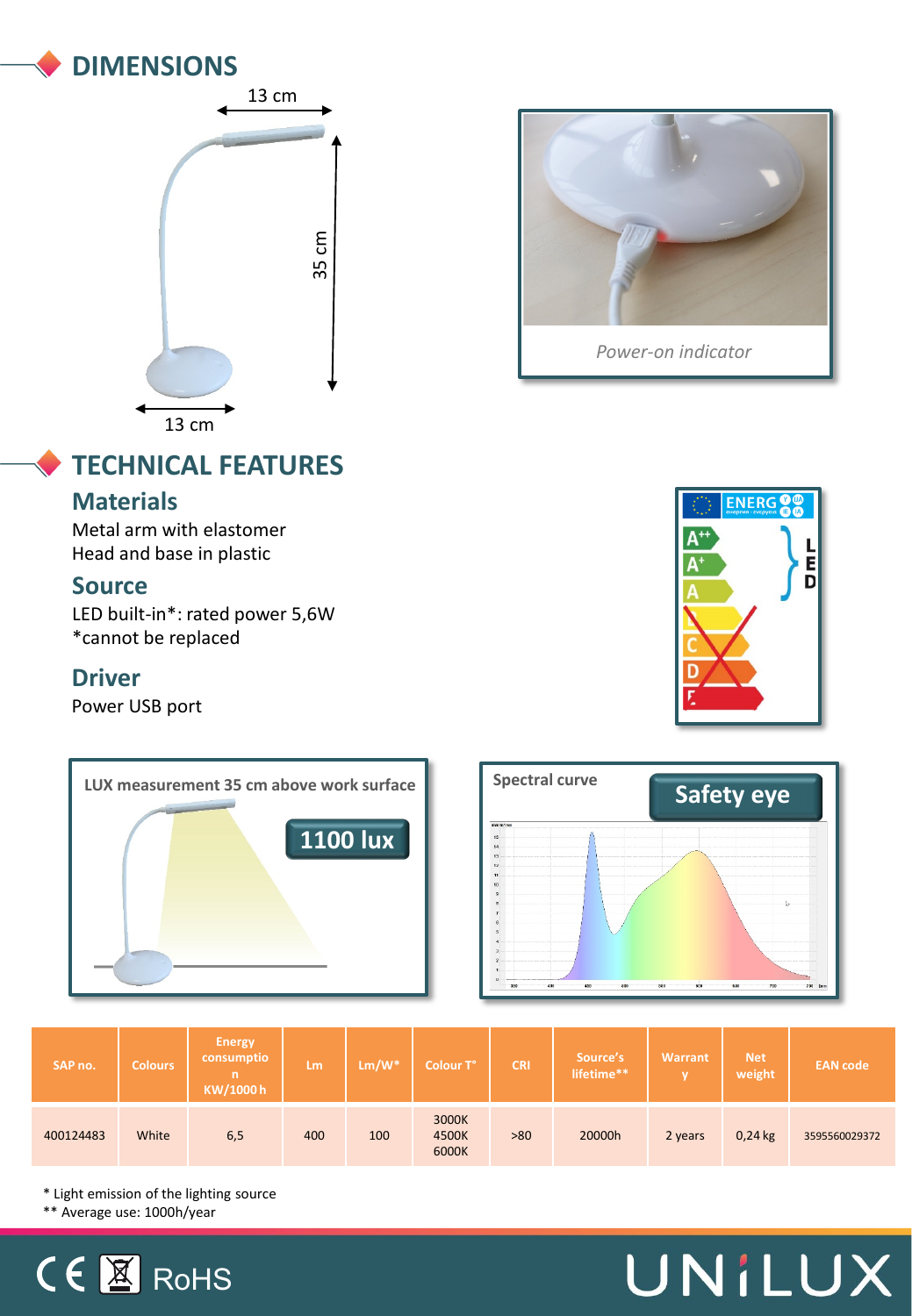## DIMENSIONS

13 cm

35 cm

13 cm

*Power-on indicator*

## TECHNICAL FEATURES

### Materials

Metal arm with elastomer
Head and base in plastic

### Source

LED built-in*: rated power 5,6W
*cannot be replaced

### Driver

Power USB port

LUX measurement 35 cm above work surface

1100 lux

Spectral curve

Safety eye

| SAP no. | Colours | Energy consumption KW/1000 h | Lm | Lm/W* | Colour T° | CRI | Source's lifetime** | Warranty | Net weight | EAN code |
|---|---|---|---|---|---|---|---|---|---|---|
| 400124483 | White | 6,5 | 400 | 100 | 3000K 4500K 6000K | >80 | 20000h | 2 years | 0,24 kg | 3595560029372 |

\* Light emission of the lighting source
** Average use: 1000h/year

CE RoHS

UNILUX